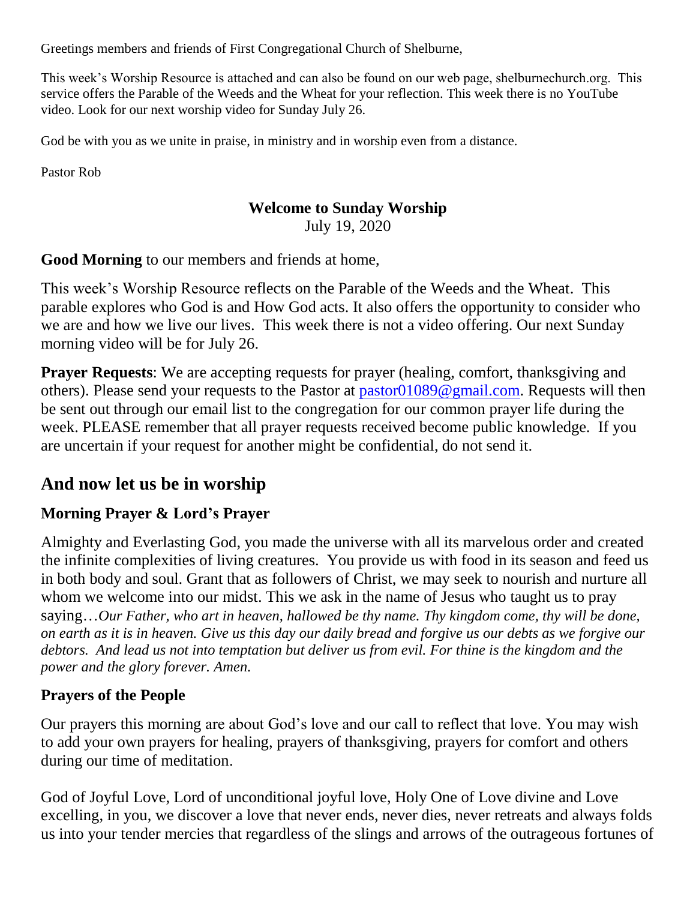Greetings members and friends of First Congregational Church of Shelburne,

This week's Worship Resource is attached and can also be found on our web page, shelburnechurch.org. This service offers the Parable of the Weeds and the Wheat for your reflection. This week there is no YouTube video. Look for our next worship video for Sunday July 26.

God be with you as we unite in praise, in ministry and in worship even from a distance.

Pastor Rob

**Welcome to Sunday Worship**

July 19, 2020

**Good Morning** to our members and friends at home,

This week's Worship Resource reflects on the Parable of the Weeds and the Wheat. This parable explores who God is and How God acts. It also offers the opportunity to consider who we are and how we live our lives. This week there is not a video offering. Our next Sunday morning video will be for July 26.

**Prayer Requests**: We are accepting requests for prayer (healing, comfort, thanksgiving and others). Please send your requests to the Pastor at pastor01089@gmail.com. Requests will then be sent out through our email list to the congregation for our common prayer life during the week. PLEASE remember that all prayer requests received become public knowledge. If you are uncertain if your request for another might be confidential, do not send it.

## And now let us be in worship

### Morning Prayer & Lord's Prayer

Almighty and Everlasting God, you made the universe with all its marvelous order and created the infinite complexities of living creatures. You provide us with food in its season and feed us in both body and soul. Grant that as followers of Christ, we may seek to nourish and nurture all whom we welcome into our midst. This we ask in the name of Jesus who taught us to pray saying…*Our Father, who art in heaven, hallowed be thy name. Thy kingdom come, thy will be done, on earth as it is in heaven. Give us this day our daily bread and forgive us our debts as we forgive our debtors. And lead us not into temptation but deliver us from evil. For thine is the kingdom and the power and the glory forever. Amen.*

### Prayers of the People

Our prayers this morning are about God's love and our call to reflect that love. You may wish to add your own prayers for healing, prayers of thanksgiving, prayers for comfort and others during our time of meditation.

God of Joyful Love, Lord of unconditional joyful love, Holy One of Love divine and Love excelling, in you, we discover a love that never ends, never dies, never retreats and always folds us into your tender mercies that regardless of the slings and arrows of the outrageous fortunes of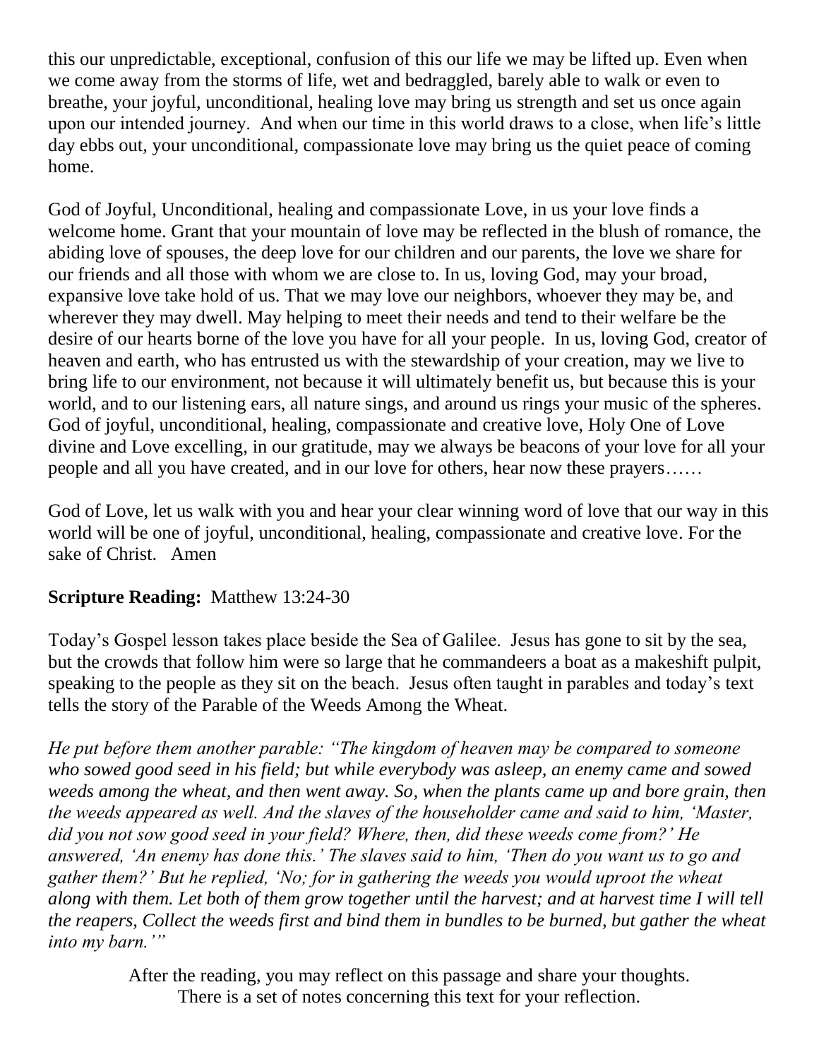this our unpredictable, exceptional, confusion of this our life we may be lifted up. Even when we come away from the storms of life, wet and bedraggled, barely able to walk or even to breathe, your joyful, unconditional, healing love may bring us strength and set us once again upon our intended journey. And when our time in this world draws to a close, when life's little day ebbs out, your unconditional, compassionate love may bring us the quiet peace of coming home.

God of Joyful, Unconditional, healing and compassionate Love, in us your love finds a welcome home. Grant that your mountain of love may be reflected in the blush of romance, the abiding love of spouses, the deep love for our children and our parents, the love we share for our friends and all those with whom we are close to. In us, loving God, may your broad, expansive love take hold of us. That we may love our neighbors, whoever they may be, and wherever they may dwell. May helping to meet their needs and tend to their welfare be the desire of our hearts borne of the love you have for all your people. In us, loving God, creator of heaven and earth, who has entrusted us with the stewardship of your creation, may we live to bring life to our environment, not because it will ultimately benefit us, but because this is your world, and to our listening ears, all nature sings, and around us rings your music of the spheres. God of joyful, unconditional, healing, compassionate and creative love, Holy One of Love divine and Love excelling, in our gratitude, may we always be beacons of your love for all your people and all you have created, and in our love for others, hear now these prayers……

God of Love, let us walk with you and hear your clear winning word of love that our way in this world will be one of joyful, unconditional, healing, compassionate and creative love. For the sake of Christ. Amen

**Scripture Reading:** Matthew 13:24-30

Today's Gospel lesson takes place beside the Sea of Galilee. Jesus has gone to sit by the sea, but the crowds that follow him were so large that he commandeers a boat as a makeshift pulpit, speaking to the people as they sit on the beach. Jesus often taught in parables and today's text tells the story of the Parable of the Weeds Among the Wheat.

*He put before them another parable: "The kingdom of heaven may be compared to someone who sowed good seed in his field; but while everybody was asleep, an enemy came and sowed weeds among the wheat, and then went away. So, when the plants came up and bore grain, then the weeds appeared as well. And the slaves of the householder came and said to him, 'Master, did you not sow good seed in your field? Where, then, did these weeds come from?' He answered, 'An enemy has done this.' The slaves said to him, 'Then do you want us to go and gather them?' But he replied, 'No; for in gathering the weeds you would uproot the wheat along with them. Let both of them grow together until the harvest; and at harvest time I will tell the reapers, Collect the weeds first and bind them in bundles to be burned, but gather the wheat into my barn.'"*

After the reading, you may reflect on this passage and share your thoughts.
There is a set of notes concerning this text for your reflection.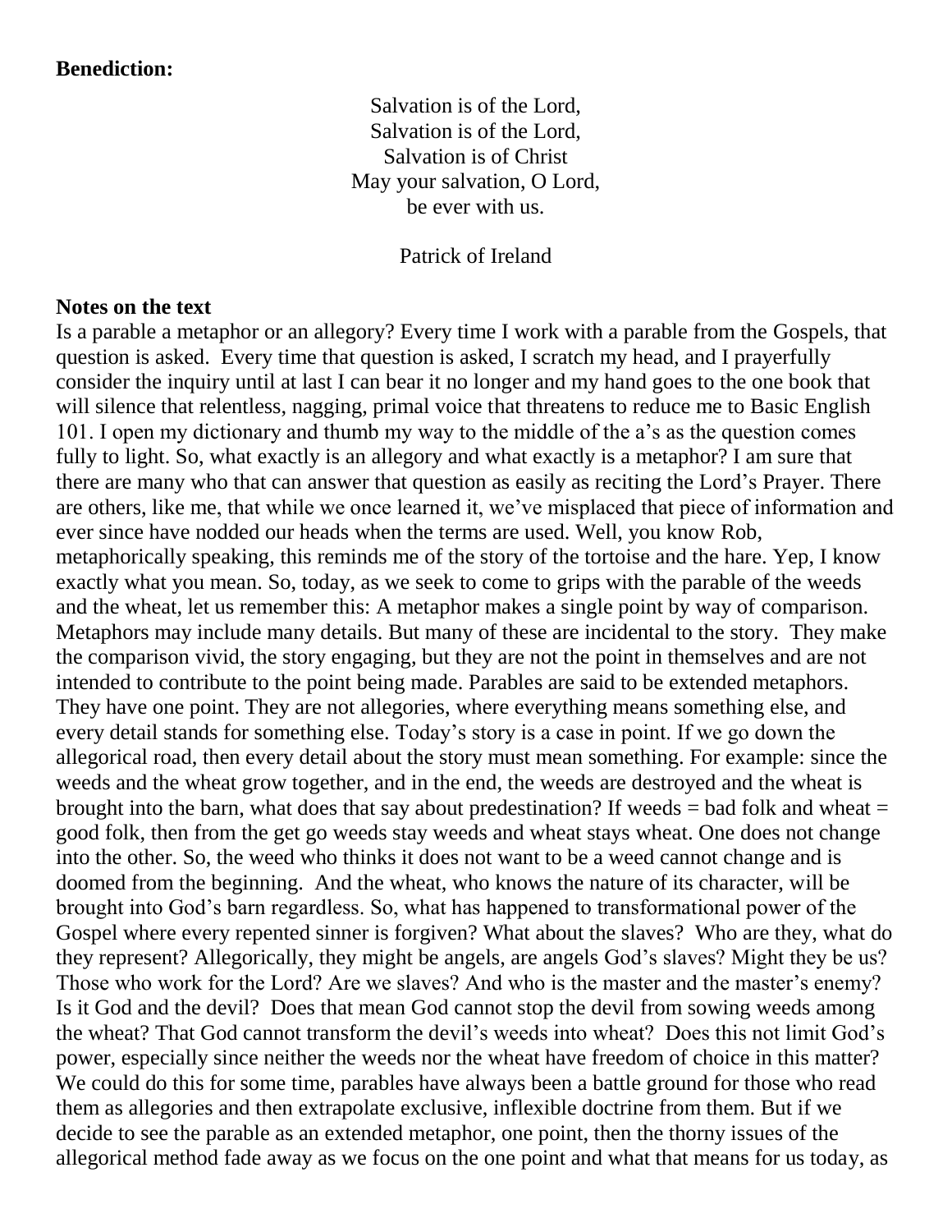**Benediction:**

Salvation is of the Lord,
Salvation is of the Lord,
Salvation is of Christ
May your salvation, O Lord,
be ever with us.

Patrick of Ireland

**Notes on the text**

Is a parable a metaphor or an allegory? Every time I work with a parable from the Gospels, that question is asked. Every time that question is asked, I scratch my head, and I prayerfully consider the inquiry until at last I can bear it no longer and my hand goes to the one book that will silence that relentless, nagging, primal voice that threatens to reduce me to Basic English 101. I open my dictionary and thumb my way to the middle of the a's as the question comes fully to light. So, what exactly is an allegory and what exactly is a metaphor? I am sure that there are many who that can answer that question as easily as reciting the Lord's Prayer. There are others, like me, that while we once learned it, we've misplaced that piece of information and ever since have nodded our heads when the terms are used. Well, you know Rob, metaphorically speaking, this reminds me of the story of the tortoise and the hare. Yep, I know exactly what you mean. So, today, as we seek to come to grips with the parable of the weeds and the wheat, let us remember this: A metaphor makes a single point by way of comparison. Metaphors may include many details. But many of these are incidental to the story. They make the comparison vivid, the story engaging, but they are not the point in themselves and are not intended to contribute to the point being made. Parables are said to be extended metaphors. They have one point. They are not allegories, where everything means something else, and every detail stands for something else. Today's story is a case in point. If we go down the allegorical road, then every detail about the story must mean something. For example: since the weeds and the wheat grow together, and in the end, the weeds are destroyed and the wheat is brought into the barn, what does that say about predestination? If weeds = bad folk and wheat = good folk, then from the get go weeds stay weeds and wheat stays wheat. One does not change into the other. So, the weed who thinks it does not want to be a weed cannot change and is doomed from the beginning. And the wheat, who knows the nature of its character, will be brought into God's barn regardless. So, what has happened to transformational power of the Gospel where every repented sinner is forgiven? What about the slaves? Who are they, what do they represent? Allegorically, they might be angels, are angels God's slaves? Might they be us? Those who work for the Lord? Are we slaves? And who is the master and the master's enemy? Is it God and the devil? Does that mean God cannot stop the devil from sowing weeds among the wheat? That God cannot transform the devil's weeds into wheat? Does this not limit God's power, especially since neither the weeds nor the wheat have freedom of choice in this matter? We could do this for some time, parables have always been a battle ground for those who read them as allegories and then extrapolate exclusive, inflexible doctrine from them. But if we decide to see the parable as an extended metaphor, one point, then the thorny issues of the allegorical method fade away as we focus on the one point and what that means for us today, as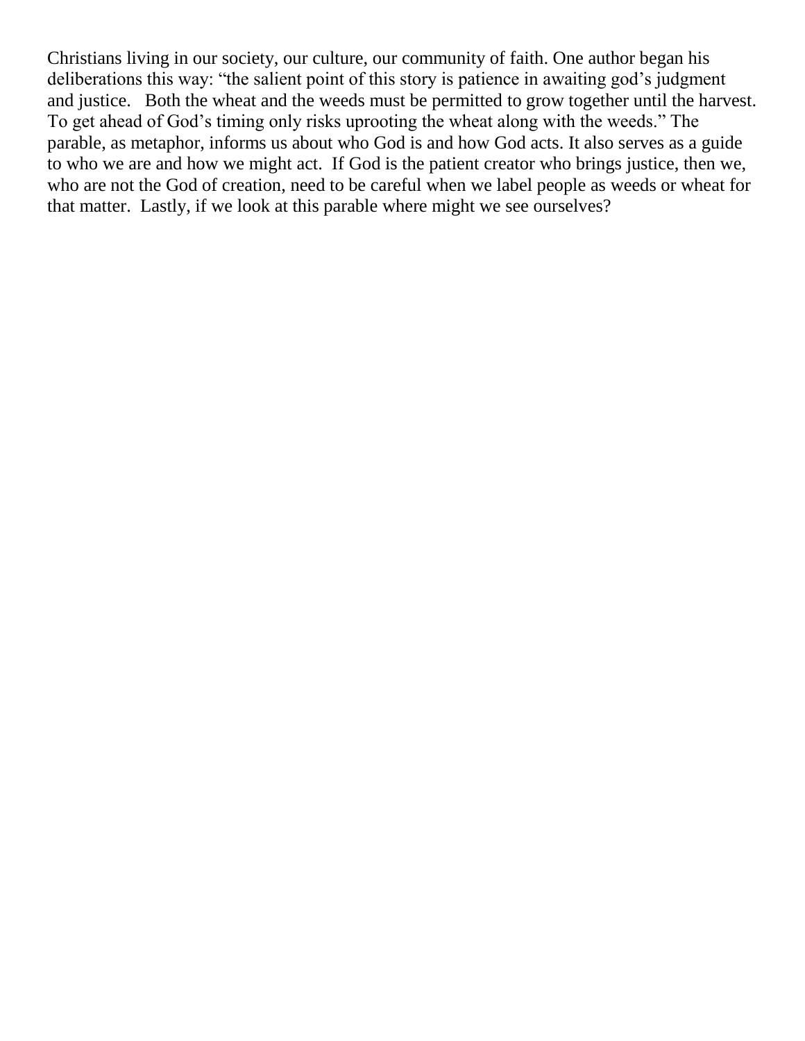Christians living in our society, our culture, our community of faith. One author began his deliberations this way: "the salient point of this story is patience in awaiting god's judgment and justice. Both the wheat and the weeds must be permitted to grow together until the harvest. To get ahead of God's timing only risks uprooting the wheat along with the weeds." The parable, as metaphor, informs us about who God is and how God acts. It also serves as a guide to who we are and how we might act. If God is the patient creator who brings justice, then we, who are not the God of creation, need to be careful when we label people as weeds or wheat for that matter. Lastly, if we look at this parable where might we see ourselves?